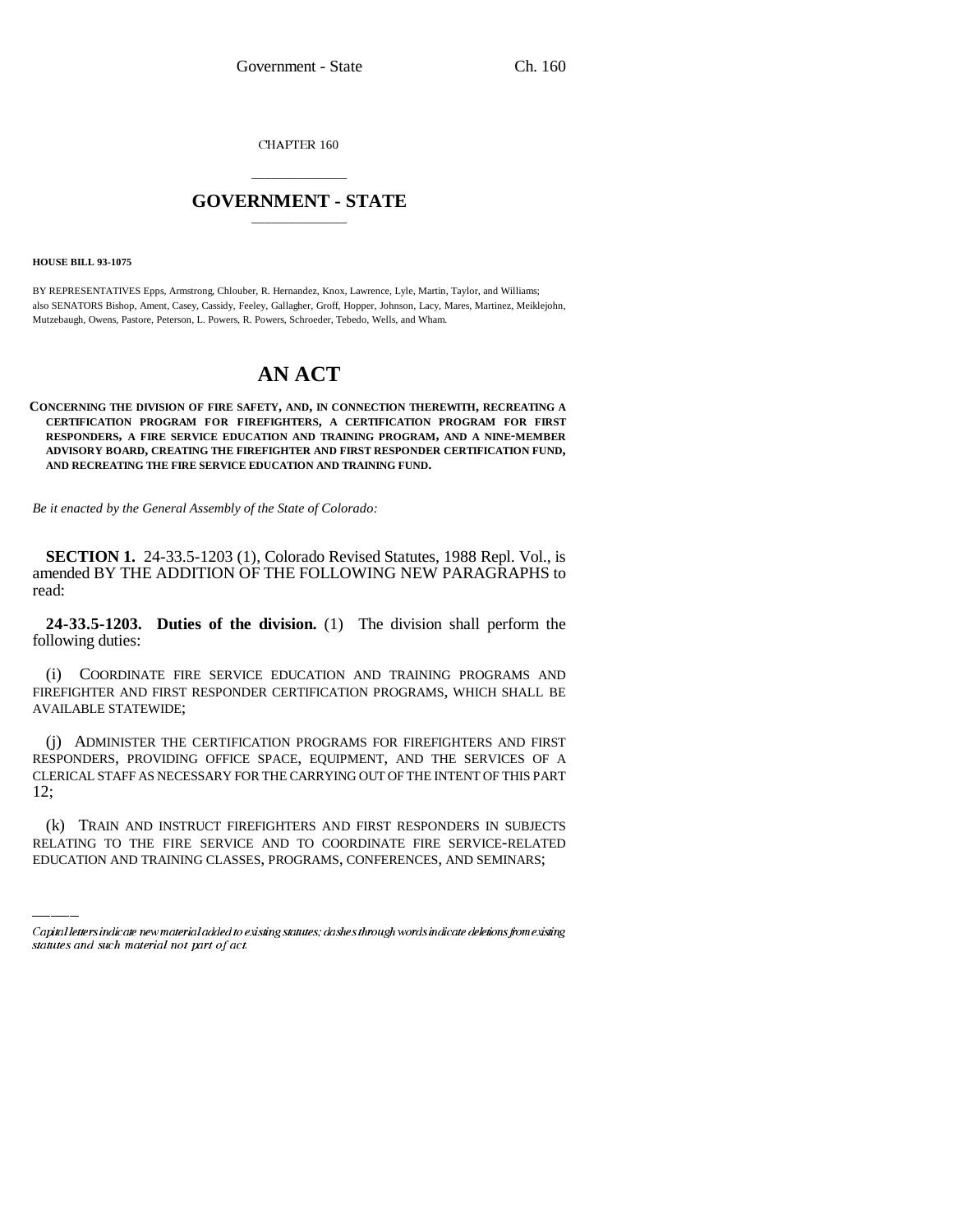CHAPTER 160

## GOVERNMENT - STATE

**HOUSE BILL 93-1075**

BY REPRESENTATIVES Epps, Armstrong, Chlouber, R. Hernandez, Knox, Lawrence, Lyle, Martin, Taylor, and Williams; also SENATORS Bishop, Ament, Casey, Cassidy, Feeley, Gallagher, Groff, Hopper, Johnson, Lacy, Mares, Martinez, Meiklejohn, Mutzebaugh, Owens, Pastore, Peterson, L. Powers, R. Powers, Schroeder, Tebedo, Wells, and Wham.

# AN ACT

**CONCERNING THE DIVISION OF FIRE SAFETY, AND, IN CONNECTION THEREWITH, RECREATING A CERTIFICATION PROGRAM FOR FIREFIGHTERS, A CERTIFICATION PROGRAM FOR FIRST RESPONDERS, A FIRE SERVICE EDUCATION AND TRAINING PROGRAM, AND A NINE-MEMBER ADVISORY BOARD, CREATING THE FIREFIGHTER AND FIRST RESPONDER CERTIFICATION FUND, AND RECREATING THE FIRE SERVICE EDUCATION AND TRAINING FUND.**

*Be it enacted by the General Assembly of the State of Colorado:*

**SECTION 1.** 24-33.5-1203 (1), Colorado Revised Statutes, 1988 Repl. Vol., is amended BY THE ADDITION OF THE FOLLOWING NEW PARAGRAPHS to read:

**24-33.5-1203. Duties of the division.** (1) The division shall perform the following duties:

(i) COORDINATE FIRE SERVICE EDUCATION AND TRAINING PROGRAMS AND FIREFIGHTER AND FIRST RESPONDER CERTIFICATION PROGRAMS, WHICH SHALL BE AVAILABLE STATEWIDE;

(j) ADMINISTER THE CERTIFICATION PROGRAMS FOR FIREFIGHTERS AND FIRST RESPONDERS, PROVIDING OFFICE SPACE, EQUIPMENT, AND THE SERVICES OF A CLERICAL STAFF AS NECESSARY FOR THE CARRYING OUT OF THE INTENT OF THIS PART 12;

(k) TRAIN AND INSTRUCT FIREFIGHTERS AND FIRST RESPONDERS IN SUBJECTS RELATING TO THE FIRE SERVICE AND TO COORDINATE FIRE SERVICE-RELATED EDUCATION AND TRAINING CLASSES, PROGRAMS, CONFERENCES, AND SEMINARS;

*Capital letters indicate new material added to existing statutes; dashes through words indicate deletions from existing statutes and such material not part of act.*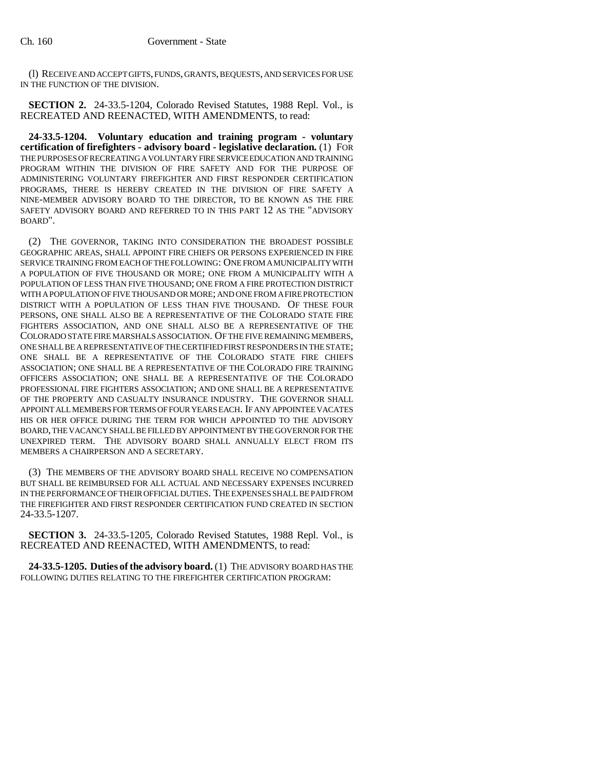(l) RECEIVE AND ACCEPT GIFTS, FUNDS, GRANTS, BEQUESTS, AND SERVICES FOR USE IN THE FUNCTION OF THE DIVISION.

**SECTION 2.** 24-33.5-1204, Colorado Revised Statutes, 1988 Repl. Vol., is RECREATED AND REENACTED, WITH AMENDMENTS, to read:

**24-33.5-1204. Voluntary education and training program - voluntary certification of firefighters - advisory board - legislative declaration.** (1) FOR THE PURPOSES OF RECREATING A VOLUNTARY FIRE SERVICE EDUCATION AND TRAINING PROGRAM WITHIN THE DIVISION OF FIRE SAFETY AND FOR THE PURPOSE OF ADMINISTERING VOLUNTARY FIREFIGHTER AND FIRST RESPONDER CERTIFICATION PROGRAMS, THERE IS HEREBY CREATED IN THE DIVISION OF FIRE SAFETY A NINE-MEMBER ADVISORY BOARD TO THE DIRECTOR, TO BE KNOWN AS THE FIRE SAFETY ADVISORY BOARD AND REFERRED TO IN THIS PART 12 AS THE "ADVISORY BOARD".

(2) THE GOVERNOR, TAKING INTO CONSIDERATION THE BROADEST POSSIBLE GEOGRAPHIC AREAS, SHALL APPOINT FIRE CHIEFS OR PERSONS EXPERIENCED IN FIRE SERVICE TRAINING FROM EACH OF THE FOLLOWING: ONE FROM A MUNICIPALITY WITH A POPULATION OF FIVE THOUSAND OR MORE; ONE FROM A MUNICIPALITY WITH A POPULATION OF LESS THAN FIVE THOUSAND; ONE FROM A FIRE PROTECTION DISTRICT WITH A POPULATION OF FIVE THOUSAND OR MORE; AND ONE FROM A FIRE PROTECTION DISTRICT WITH A POPULATION OF LESS THAN FIVE THOUSAND. OF THESE FOUR PERSONS, ONE SHALL ALSO BE A REPRESENTATIVE OF THE COLORADO STATE FIRE FIGHTERS ASSOCIATION, AND ONE SHALL ALSO BE A REPRESENTATIVE OF THE COLORADO STATE FIRE MARSHALS ASSOCIATION. OF THE FIVE REMAINING MEMBERS, ONE SHALL BE A REPRESENTATIVE OF THE CERTIFIED FIRST RESPONDERS IN THE STATE; ONE SHALL BE A REPRESENTATIVE OF THE COLORADO STATE FIRE CHIEFS ASSOCIATION; ONE SHALL BE A REPRESENTATIVE OF THE COLORADO FIRE TRAINING OFFICERS ASSOCIATION; ONE SHALL BE A REPRESENTATIVE OF THE COLORADO PROFESSIONAL FIRE FIGHTERS ASSOCIATION; AND ONE SHALL BE A REPRESENTATIVE OF THE PROPERTY AND CASUALTY INSURANCE INDUSTRY. THE GOVERNOR SHALL APPOINT ALL MEMBERS FOR TERMS OF FOUR YEARS EACH. IF ANY APPOINTEE VACATES HIS OR HER OFFICE DURING THE TERM FOR WHICH APPOINTED TO THE ADVISORY BOARD, THE VACANCY SHALL BE FILLED BY APPOINTMENT BY THE GOVERNOR FOR THE UNEXPIRED TERM. THE ADVISORY BOARD SHALL ANNUALLY ELECT FROM ITS MEMBERS A CHAIRPERSON AND A SECRETARY.

(3) THE MEMBERS OF THE ADVISORY BOARD SHALL RECEIVE NO COMPENSATION BUT SHALL BE REIMBURSED FOR ALL ACTUAL AND NECESSARY EXPENSES INCURRED IN THE PERFORMANCE OF THEIR OFFICIAL DUTIES. THE EXPENSES SHALL BE PAID FROM THE FIREFIGHTER AND FIRST RESPONDER CERTIFICATION FUND CREATED IN SECTION 24-33.5-1207.

**SECTION 3.** 24-33.5-1205, Colorado Revised Statutes, 1988 Repl. Vol., is RECREATED AND REENACTED, WITH AMENDMENTS, to read:

**24-33.5-1205. Duties of the advisory board.** (1) THE ADVISORY BOARD HAS THE FOLLOWING DUTIES RELATING TO THE FIREFIGHTER CERTIFICATION PROGRAM: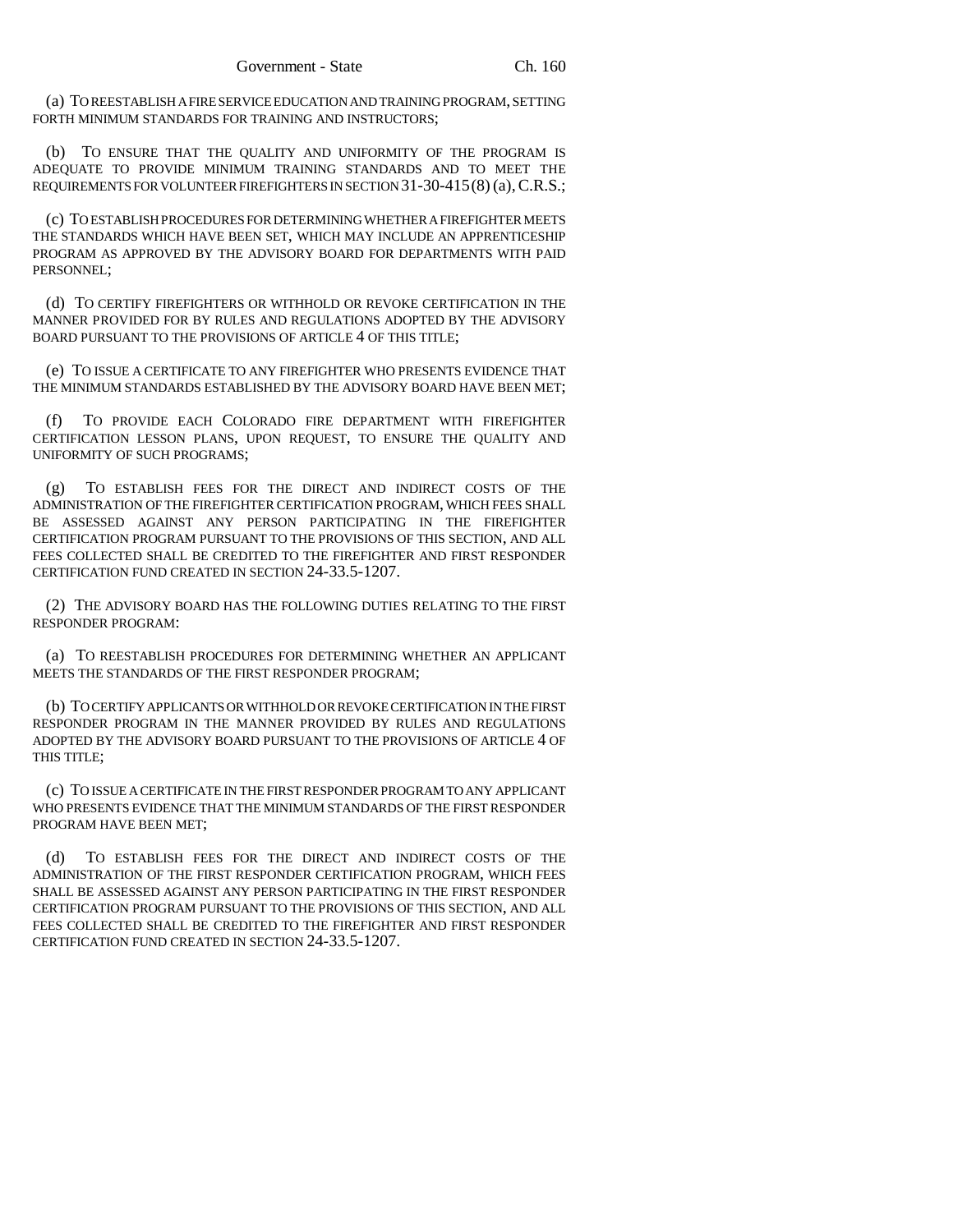(a) TO REESTABLISH A FIRE SERVICE EDUCATION AND TRAINING PROGRAM, SETTING FORTH MINIMUM STANDARDS FOR TRAINING AND INSTRUCTORS;

(b) TO ENSURE THAT THE QUALITY AND UNIFORMITY OF THE PROGRAM IS ADEQUATE TO PROVIDE MINIMUM TRAINING STANDARDS AND TO MEET THE REQUIREMENTS FOR VOLUNTEER FIREFIGHTERS IN SECTION 31-30-415 (8) (a), C.R.S.;

(c) TO ESTABLISH PROCEDURES FOR DETERMINING WHETHER A FIREFIGHTER MEETS THE STANDARDS WHICH HAVE BEEN SET, WHICH MAY INCLUDE AN APPRENTICESHIP PROGRAM AS APPROVED BY THE ADVISORY BOARD FOR DEPARTMENTS WITH PAID PERSONNEL;

(d) TO CERTIFY FIREFIGHTERS OR WITHHOLD OR REVOKE CERTIFICATION IN THE MANNER PROVIDED FOR BY RULES AND REGULATIONS ADOPTED BY THE ADVISORY BOARD PURSUANT TO THE PROVISIONS OF ARTICLE 4 OF THIS TITLE;

(e) TO ISSUE A CERTIFICATE TO ANY FIREFIGHTER WHO PRESENTS EVIDENCE THAT THE MINIMUM STANDARDS ESTABLISHED BY THE ADVISORY BOARD HAVE BEEN MET;

(f) TO PROVIDE EACH COLORADO FIRE DEPARTMENT WITH FIREFIGHTER CERTIFICATION LESSON PLANS, UPON REQUEST, TO ENSURE THE QUALITY AND UNIFORMITY OF SUCH PROGRAMS;

(g) TO ESTABLISH FEES FOR THE DIRECT AND INDIRECT COSTS OF THE ADMINISTRATION OF THE FIREFIGHTER CERTIFICATION PROGRAM, WHICH FEES SHALL BE ASSESSED AGAINST ANY PERSON PARTICIPATING IN THE FIREFIGHTER CERTIFICATION PROGRAM PURSUANT TO THE PROVISIONS OF THIS SECTION, AND ALL FEES COLLECTED SHALL BE CREDITED TO THE FIREFIGHTER AND FIRST RESPONDER CERTIFICATION FUND CREATED IN SECTION 24-33.5-1207.

(2) THE ADVISORY BOARD HAS THE FOLLOWING DUTIES RELATING TO THE FIRST RESPONDER PROGRAM:

(a) TO REESTABLISH PROCEDURES FOR DETERMINING WHETHER AN APPLICANT MEETS THE STANDARDS OF THE FIRST RESPONDER PROGRAM;

(b) TO CERTIFY APPLICANTS OR WITHHOLD OR REVOKE CERTIFICATION IN THE FIRST RESPONDER PROGRAM IN THE MANNER PROVIDED BY RULES AND REGULATIONS ADOPTED BY THE ADVISORY BOARD PURSUANT TO THE PROVISIONS OF ARTICLE 4 OF THIS TITLE;

(c) TO ISSUE A CERTIFICATE IN THE FIRST RESPONDER PROGRAM TO ANY APPLICANT WHO PRESENTS EVIDENCE THAT THE MINIMUM STANDARDS OF THE FIRST RESPONDER PROGRAM HAVE BEEN MET;

(d) TO ESTABLISH FEES FOR THE DIRECT AND INDIRECT COSTS OF THE ADMINISTRATION OF THE FIRST RESPONDER CERTIFICATION PROGRAM, WHICH FEES SHALL BE ASSESSED AGAINST ANY PERSON PARTICIPATING IN THE FIRST RESPONDER CERTIFICATION PROGRAM PURSUANT TO THE PROVISIONS OF THIS SECTION, AND ALL FEES COLLECTED SHALL BE CREDITED TO THE FIREFIGHTER AND FIRST RESPONDER CERTIFICATION FUND CREATED IN SECTION 24-33.5-1207.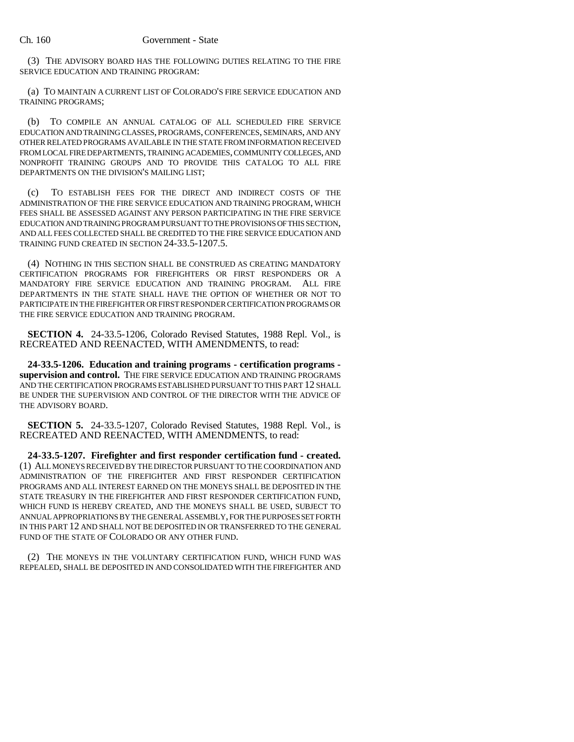(3) THE ADVISORY BOARD HAS THE FOLLOWING DUTIES RELATING TO THE FIRE SERVICE EDUCATION AND TRAINING PROGRAM:

(a) TO MAINTAIN A CURRENT LIST OF COLORADO'S FIRE SERVICE EDUCATION AND TRAINING PROGRAMS;

(b) TO COMPILE AN ANNUAL CATALOG OF ALL SCHEDULED FIRE SERVICE EDUCATION AND TRAINING CLASSES, PROGRAMS, CONFERENCES, SEMINARS, AND ANY OTHER RELATED PROGRAMS AVAILABLE IN THE STATE FROM INFORMATION RECEIVED FROM LOCAL FIRE DEPARTMENTS, TRAINING ACADEMIES, COMMUNITY COLLEGES, AND NONPROFIT TRAINING GROUPS AND TO PROVIDE THIS CATALOG TO ALL FIRE DEPARTMENTS ON THE DIVISION'S MAILING LIST;

(c) TO ESTABLISH FEES FOR THE DIRECT AND INDIRECT COSTS OF THE ADMINISTRATION OF THE FIRE SERVICE EDUCATION AND TRAINING PROGRAM, WHICH FEES SHALL BE ASSESSED AGAINST ANY PERSON PARTICIPATING IN THE FIRE SERVICE EDUCATION AND TRAINING PROGRAM PURSUANT TO THE PROVISIONS OF THIS SECTION, AND ALL FEES COLLECTED SHALL BE CREDITED TO THE FIRE SERVICE EDUCATION AND TRAINING FUND CREATED IN SECTION 24-33.5-1207.5.

(4) NOTHING IN THIS SECTION SHALL BE CONSTRUED AS CREATING MANDATORY CERTIFICATION PROGRAMS FOR FIREFIGHTERS OR FIRST RESPONDERS OR A MANDATORY FIRE SERVICE EDUCATION AND TRAINING PROGRAM. ALL FIRE DEPARTMENTS IN THE STATE SHALL HAVE THE OPTION OF WHETHER OR NOT TO PARTICIPATE IN THE FIREFIGHTER OR FIRST RESPONDER CERTIFICATION PROGRAMS OR THE FIRE SERVICE EDUCATION AND TRAINING PROGRAM.

**SECTION 4.** 24-33.5-1206, Colorado Revised Statutes, 1988 Repl. Vol., is RECREATED AND REENACTED, WITH AMENDMENTS, to read:

**24-33.5-1206. Education and training programs - certification programs - supervision and control.** THE FIRE SERVICE EDUCATION AND TRAINING PROGRAMS AND THE CERTIFICATION PROGRAMS ESTABLISHED PURSUANT TO THIS PART 12 SHALL BE UNDER THE SUPERVISION AND CONTROL OF THE DIRECTOR WITH THE ADVICE OF THE ADVISORY BOARD.

**SECTION 5.** 24-33.5-1207, Colorado Revised Statutes, 1988 Repl. Vol., is RECREATED AND REENACTED, WITH AMENDMENTS, to read:

**24-33.5-1207. Firefighter and first responder certification fund - created.** (1) ALL MONEYS RECEIVED BY THE DIRECTOR PURSUANT TO THE COORDINATION AND ADMINISTRATION OF THE FIREFIGHTER AND FIRST RESPONDER CERTIFICATION PROGRAMS AND ALL INTEREST EARNED ON THE MONEYS SHALL BE DEPOSITED IN THE STATE TREASURY IN THE FIREFIGHTER AND FIRST RESPONDER CERTIFICATION FUND, WHICH FUND IS HEREBY CREATED, AND THE MONEYS SHALL BE USED, SUBJECT TO ANNUAL APPROPRIATIONS BY THE GENERAL ASSEMBLY, FOR THE PURPOSES SET FORTH IN THIS PART 12 AND SHALL NOT BE DEPOSITED IN OR TRANSFERRED TO THE GENERAL FUND OF THE STATE OF COLORADO OR ANY OTHER FUND.

(2) THE MONEYS IN THE VOLUNTARY CERTIFICATION FUND, WHICH FUND WAS REPEALED, SHALL BE DEPOSITED IN AND CONSOLIDATED WITH THE FIREFIGHTER AND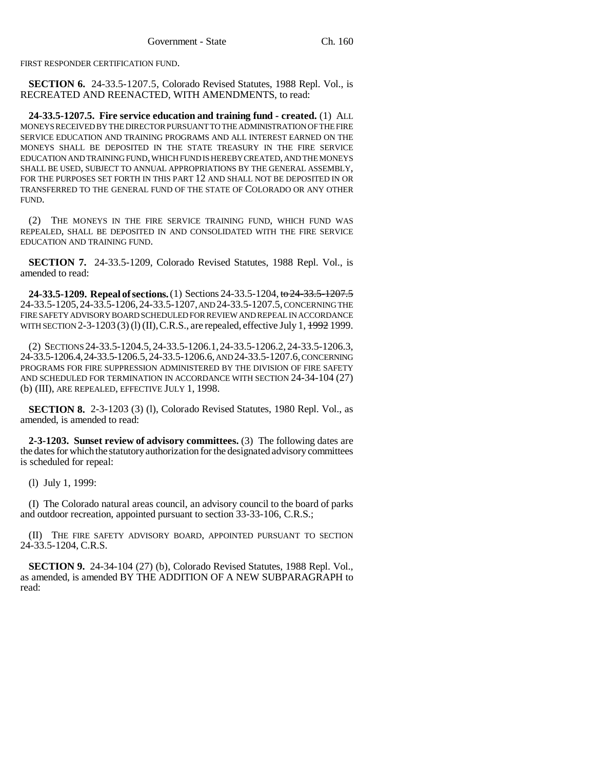FIRST RESPONDER CERTIFICATION FUND.

**SECTION 6.** 24-33.5-1207.5, Colorado Revised Statutes, 1988 Repl. Vol., is RECREATED AND REENACTED, WITH AMENDMENTS, to read:

**24-33.5-1207.5. Fire service education and training fund - created.** (1) ALL MONEYS RECEIVED BY THE DIRECTOR PURSUANT TO THE ADMINISTRATION OF THE FIRE SERVICE EDUCATION AND TRAINING PROGRAMS AND ALL INTEREST EARNED ON THE MONEYS SHALL BE DEPOSITED IN THE STATE TREASURY IN THE FIRE SERVICE EDUCATION AND TRAINING FUND, WHICH FUND IS HEREBY CREATED, AND THE MONEYS SHALL BE USED, SUBJECT TO ANNUAL APPROPRIATIONS BY THE GENERAL ASSEMBLY, FOR THE PURPOSES SET FORTH IN THIS PART 12 AND SHALL NOT BE DEPOSITED IN OR TRANSFERRED TO THE GENERAL FUND OF THE STATE OF COLORADO OR ANY OTHER FUND.

(2) THE MONEYS IN THE FIRE SERVICE TRAINING FUND, WHICH FUND WAS REPEALED, SHALL BE DEPOSITED IN AND CONSOLIDATED WITH THE FIRE SERVICE EDUCATION AND TRAINING FUND.

**SECTION 7.** 24-33.5-1209, Colorado Revised Statutes, 1988 Repl. Vol., is amended to read:

**24-33.5-1209. Repeal of sections.** (1) Sections 24-33.5-1204, ~~to 24-33.5-1207.5~~ 24-33.5-1205, 24-33.5-1206, 24-33.5-1207, AND 24-33.5-1207.5, CONCERNING THE FIRE SAFETY ADVISORY BOARD SCHEDULED FOR REVIEW AND REPEAL IN ACCORDANCE WITH SECTION 2-3-1203 (3) (l) (II), C.R.S., are repealed, effective July 1, ~~1992~~ 1999.

(2) SECTIONS 24-33.5-1204.5, 24-33.5-1206.1, 24-33.5-1206.2, 24-33.5-1206.3, 24-33.5-1206.4, 24-33.5-1206.5, 24-33.5-1206.6, AND 24-33.5-1207.6, CONCERNING PROGRAMS FOR FIRE SUPPRESSION ADMINISTERED BY THE DIVISION OF FIRE SAFETY AND SCHEDULED FOR TERMINATION IN ACCORDANCE WITH SECTION 24-34-104 (27) (b) (III), ARE REPEALED, EFFECTIVE JULY 1, 1998.

**SECTION 8.** 2-3-1203 (3) (l), Colorado Revised Statutes, 1980 Repl. Vol., as amended, is amended to read:

**2-3-1203. Sunset review of advisory committees.** (3) The following dates are the dates for which the statutory authorization for the designated advisory committees is scheduled for repeal:

(l) July 1, 1999:

(I) The Colorado natural areas council, an advisory council to the board of parks and outdoor recreation, appointed pursuant to section 33-33-106, C.R.S.;

(II) THE FIRE SAFETY ADVISORY BOARD, APPOINTED PURSUANT TO SECTION 24-33.5-1204, C.R.S.

**SECTION 9.** 24-34-104 (27) (b), Colorado Revised Statutes, 1988 Repl. Vol., as amended, is amended BY THE ADDITION OF A NEW SUBPARAGRAPH to read: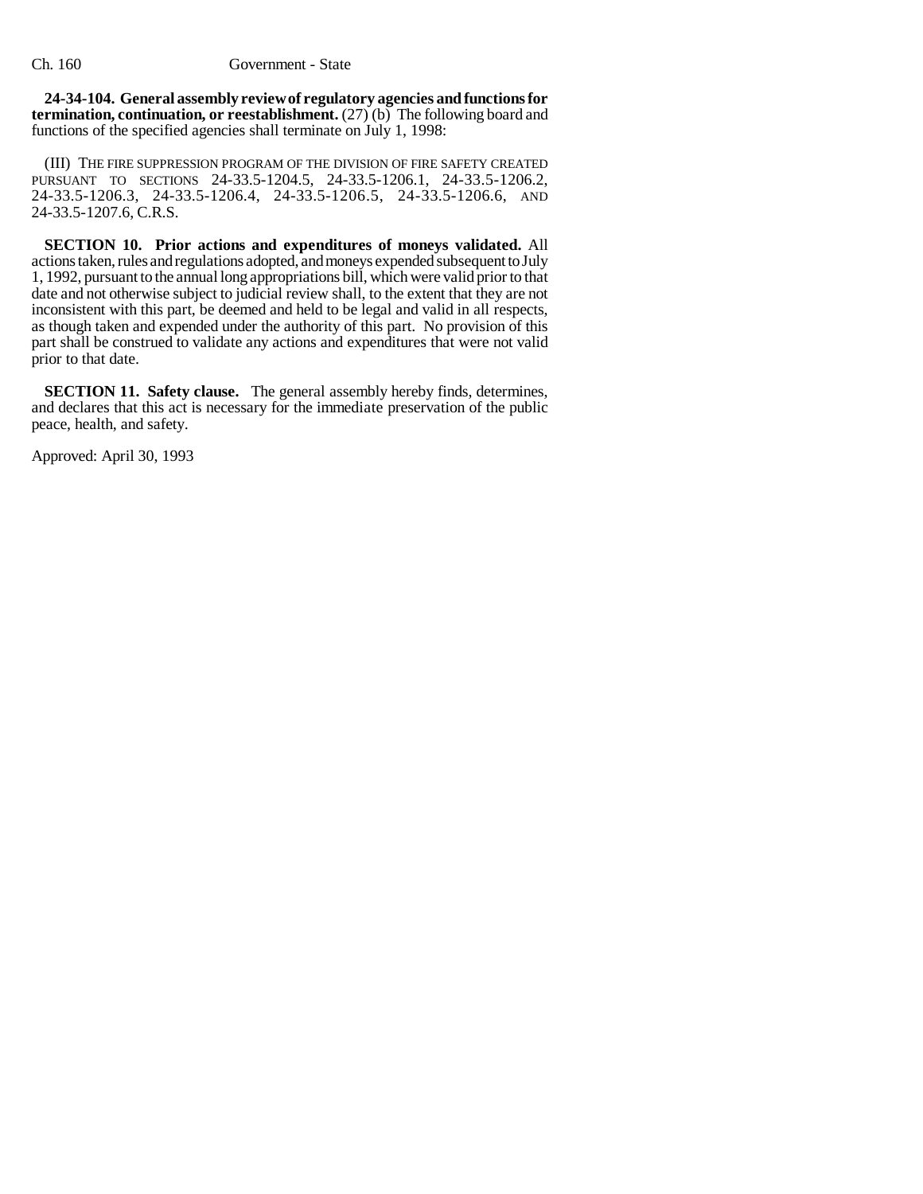**24-34-104. General assembly review of regulatory agencies and functions for termination, continuation, or reestablishment.** (27) (b) The following board and functions of the specified agencies shall terminate on July 1, 1998:

(III) THE FIRE SUPPRESSION PROGRAM OF THE DIVISION OF FIRE SAFETY CREATED PURSUANT TO SECTIONS 24-33.5-1204.5, 24-33.5-1206.1, 24-33.5-1206.2, 24-33.5-1206.3, 24-33.5-1206.4, 24-33.5-1206.5, 24-33.5-1206.6, AND 24-33.5-1207.6, C.R.S.

**SECTION 10. Prior actions and expenditures of moneys validated.** All actions taken, rules and regulations adopted, and moneys expended subsequent to July 1, 1992, pursuant to the annual long appropriations bill, which were valid prior to that date and not otherwise subject to judicial review shall, to the extent that they are not inconsistent with this part, be deemed and held to be legal and valid in all respects, as though taken and expended under the authority of this part. No provision of this part shall be construed to validate any actions and expenditures that were not valid prior to that date.

**SECTION 11. Safety clause.** The general assembly hereby finds, determines, and declares that this act is necessary for the immediate preservation of the public peace, health, and safety.

Approved: April 30, 1993